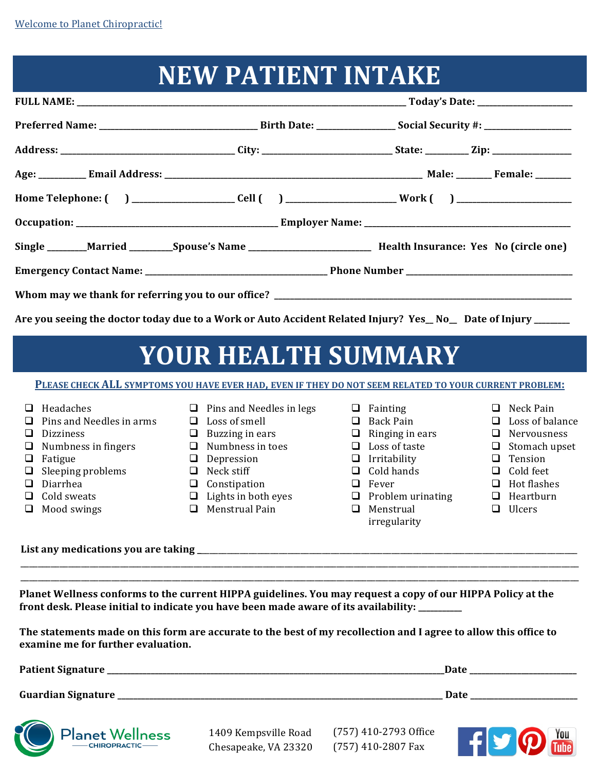Welcome to Planet Chiropractic!

# NEW PATIENT INTAKE

**FULL NAME:** ________________________________________ **Today's Date:** ______________

**Preferred Name:** ____________________ **Birth Date:** __________ **Social Security #:** ____________

**Address:** ________________________ **City:** ________________ **State:** ______ **Zip:** __________

**Age:** ______ **Email Address:** __________________________________ **Male:** _____ **Female:** _____

**Home Telephone: (     )** _____________ **Cell (     )** ______________ **Work (     )** ______________

**Occupation:** ___________________________ **Employer Name:** ___________________________

**Single** _____**Married** _____**Spouse's Name** ________________ **Health Insurance: Yes No (circle one)**

**Emergency Contact Name:** _______________________ **Phone Number** _______________________

**Whom may we thank for referring you to our office?** ________________________________________

**Are you seeing the doctor today due to a Work or Auto Accident Related Injury? Yes__ No__ Date of Injury** _____

# YOUR HEALTH SUMMARY

**PLEASE CHECK ALL SYMPTOMS YOU HAVE EVER HAD, EVEN IF THEY DO NOT SEEM RELATED TO YOUR CURRENT PROBLEM:**

- ❑ Headaches
- ❑ Pins and Needles in arms
- ❑ Dizziness
- ❑ Numbness in fingers
- ❑ Fatigue
- ❑ Sleeping problems
- ❑ Diarrhea
- ❑ Cold sweats
- ❑ Mood swings
- ❑ Pins and Needles in legs
- ❑ Loss of smell
- ❑ Buzzing in ears
- ❑ Numbness in toes
- ❑ Depression
- ❑ Neck stiff
- ❑ Constipation
- ❑ Lights in both eyes
- ❑ Menstrual Pain
- ❑ Fainting
- ❑ Back Pain
- ❑ Ringing in ears
- ❑ Loss of taste
- ❑ Irritability
- ❑ Cold hands
- ❑ Fever
- ❑ Problem urinating
- ❑ Menstrual irregularity
- ❑ Neck Pain
- ❑ Loss of balance
- ❑ Nervousness
- ❑ Stomach upset
- ❑ Tension
- ❑ Cold feet
- ❑ Hot flashes
- ❑ Heartburn
- ❑ Ulcers

**List any medications you are taking** ______________________________________________________

______________________________________________________________________________

______________________________________________________________________________

**Planet Wellness conforms to the current HIPPA guidelines. You may request a copy of our HIPPA Policy at the front desk. Please initial to indicate you have been made aware of its availability:** ______

**The statements made on this form are accurate to the best of my recollection and I agree to allow this office to examine me for further evaluation.**

**Patient Signature** ____________________________________________**Date** ______________

**Guardian Signature** ___________________________________________ **Date** ______________

Planet Wellness CHIROPRACTIC

1409 Kempsville Road
Chesapeake, VA 23320

(757) 410-2793 Office
(757) 410-2807 Fax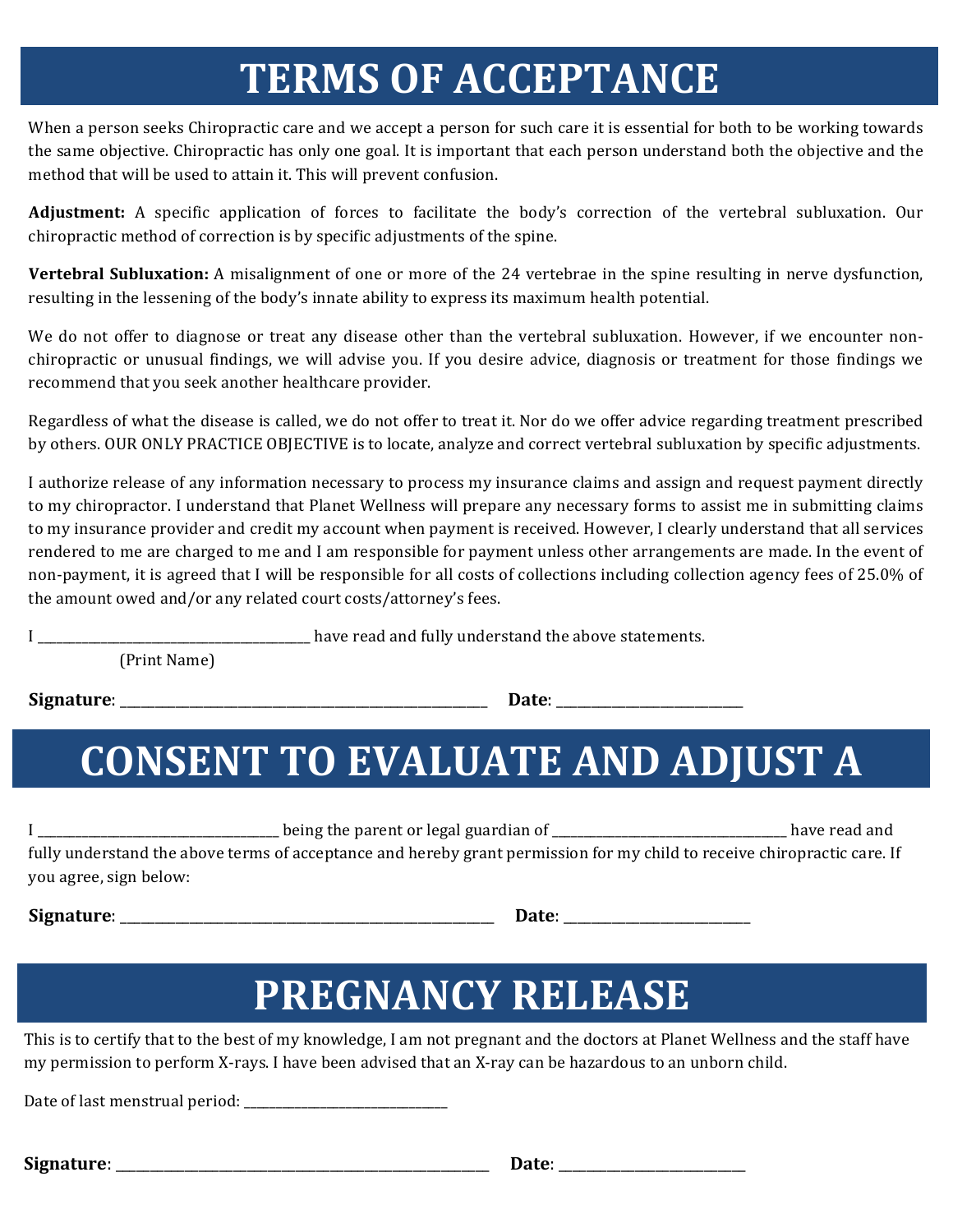# TERMS OF ACCEPTANCE

When a person seeks Chiropractic care and we accept a person for such care it is essential for both to be working towards the same objective. Chiropractic has only one goal. It is important that each person understand both the objective and the method that will be used to attain it. This will prevent confusion.

**Adjustment:** A specific application of forces to facilitate the body's correction of the vertebral subluxation. Our chiropractic method of correction is by specific adjustments of the spine.

**Vertebral Subluxation:** A misalignment of one or more of the 24 vertebrae in the spine resulting in nerve dysfunction, resulting in the lessening of the body's innate ability to express its maximum health potential.

We do not offer to diagnose or treat any disease other than the vertebral subluxation. However, if we encounter non-chiropractic or unusual findings, we will advise you. If you desire advice, diagnosis or treatment for those findings we recommend that you seek another healthcare provider.

Regardless of what the disease is called, we do not offer to treat it. Nor do we offer advice regarding treatment prescribed by others. OUR ONLY PRACTICE OBJECTIVE is to locate, analyze and correct vertebral subluxation by specific adjustments.

I authorize release of any information necessary to process my insurance claims and assign and request payment directly to my chiropractor. I understand that Planet Wellness will prepare any necessary forms to assist me in submitting claims to my insurance provider and credit my account when payment is received. However, I clearly understand that all services rendered to me are charged to me and I am responsible for payment unless other arrangements are made. In the event of non-payment, it is agreed that I will be responsible for all costs of collections including collection agency fees of 25.0% of the amount owed and/or any related court costs/attorney's fees.

I ________________________________________ have read and fully understand the above statements.
(Print Name)

**Signature**: ______________________________________________________ **Date**: __________________________

# CONSENT TO EVALUATE AND ADJUST A

I ___________________________________ being the parent or legal guardian of ___________________________________ have read and fully understand the above terms of acceptance and hereby grant permission for my child to receive chiropractic care. If you agree, sign below:

**Signature**: ______________________________________________________ **Date**: __________________________

# PREGNANCY RELEASE

This is to certify that to the best of my knowledge, I am not pregnant and the doctors at Planet Wellness and the staff have my permission to perform X-rays. I have been advised that an X-ray can be hazardous to an unborn child.

Date of last menstrual period: ______________________________

**Signature**: ______________________________________________________ **Date**: __________________________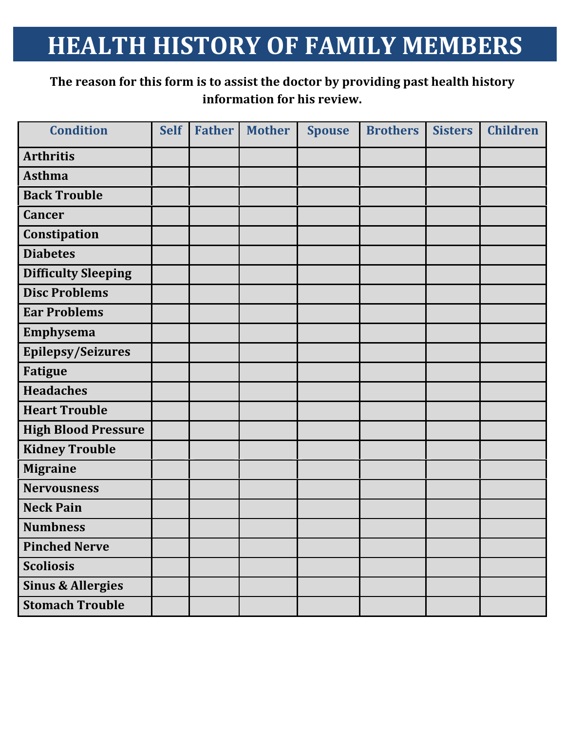# HEALTH HISTORY OF FAMILY MEMBERS

**The reason for this form is to assist the doctor by providing past health history information for his review.**

| Condition | Self | Father | Mother | Spouse | Brothers | Sisters | Children |
|---|---|---|---|---|---|---|---|
| **Arthritis** | | | | | | | |
| **Asthma** | | | | | | | |
| **Back Trouble** | | | | | | | |
| **Cancer** | | | | | | | |
| **Constipation** | | | | | | | |
| **Diabetes** | | | | | | | |
| **Difficulty Sleeping** | | | | | | | |
| **Disc Problems** | | | | | | | |
| **Ear Problems** | | | | | | | |
| **Emphysema** | | | | | | | |
| **Epilepsy/Seizures** | | | | | | | |
| **Fatigue** | | | | | | | |
| **Headaches** | | | | | | | |
| **Heart Trouble** | | | | | | | |
| **High Blood Pressure** | | | | | | | |
| **Kidney Trouble** | | | | | | | |
| **Migraine** | | | | | | | |
| **Nervousness** | | | | | | | |
| **Neck Pain** | | | | | | | |
| **Numbness** | | | | | | | |
| **Pinched Nerve** | | | | | | | |
| **Scoliosis** | | | | | | | |
| **Sinus & Allergies** | | | | | | | |
| **Stomach Trouble** | | | | | | | |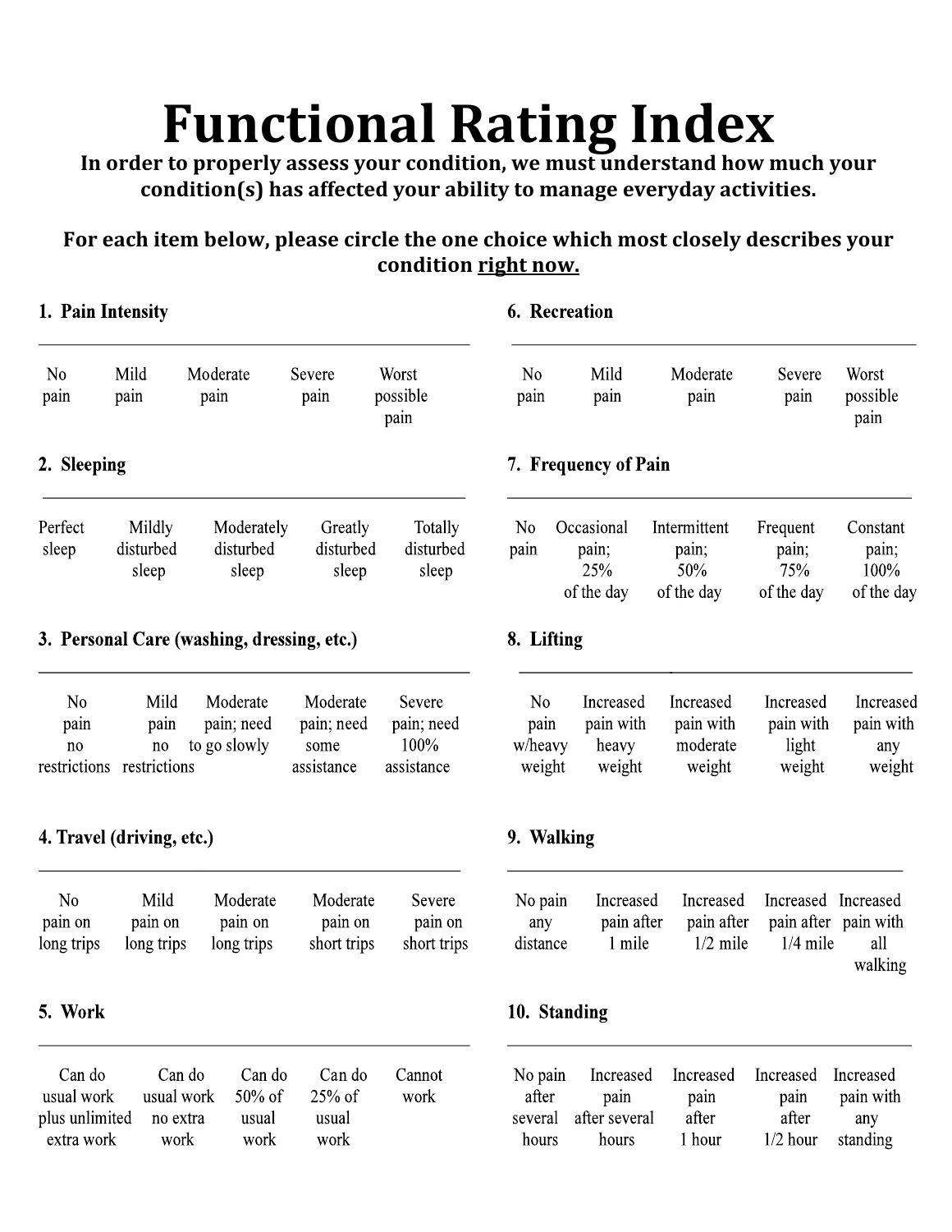# Functional Rating Index

**In order to properly assess your condition, we must understand how much your condition(s) has affected your ability to manage everyday activities.**

**For each item below, please circle the one choice which most closely describes your condition right now.**

### 1. Pain Intensity

| | | | | |
|---|---|---|---|---|
| No pain | Mild pain | Moderate pain | Severe pain | Worst possible pain |

### 2. Sleeping

| | | | | |
|---|---|---|---|---|
| Perfect sleep | Mildly disturbed sleep | Moderately disturbed sleep | Greatly disturbed sleep | Totally disturbed sleep |

### 3. Personal Care (washing, dressing, etc.)

| | | | | |
|---|---|---|---|---|
| No pain no restrictions | Mild pain no restrictions | Moderate pain; need to go slowly | Moderate pain; need some assistance | Severe pain; need 100% assistance |

### 4. Travel (driving, etc.)

| | | | | |
|---|---|---|---|---|
| No pain on long trips | Mild pain on long trips | Moderate pain on long trips | Moderate pain on short trips | Severe pain on short trips |

### 5. Work

| | | | | |
|---|---|---|---|---|
| Can do usual work plus unlimited extra work | Can do usual work no extra work | Can do 50% of usual work | Can do 25% of usual work | Cannot work |

### 6. Recreation

| | | | | |
|---|---|---|---|---|
| No pain | Mild pain | Moderate pain | Severe pain | Worst possible pain |

### 7. Frequency of Pain

| | | | | |
|---|---|---|---|---|
| No pain | Occasional pain; 25% of the day | Intermittent pain; 50% of the day | Frequent pain; 75% of the day | Constant pain; 100% of the day |

### 8. Lifting

| | | | | |
|---|---|---|---|---|
| No pain w/heavy weight | Increased pain with heavy weight | Increased pain with moderate weight | Increased pain with light weight | Increased pain with any weight |

### 9. Walking

| | | | | |
|---|---|---|---|---|
| No pain any distance | Increased pain after 1 mile | Increased pain after 1/2 mile | Increased pain after 1/4 mile | Increased pain with all walking |

### 10. Standing

| | | | | |
|---|---|---|---|---|
| No pain after several hours | Increased pain after several hours | Increased pain after 1 hour | Increased pain after 1/2 hour | Increased pain with any standing |